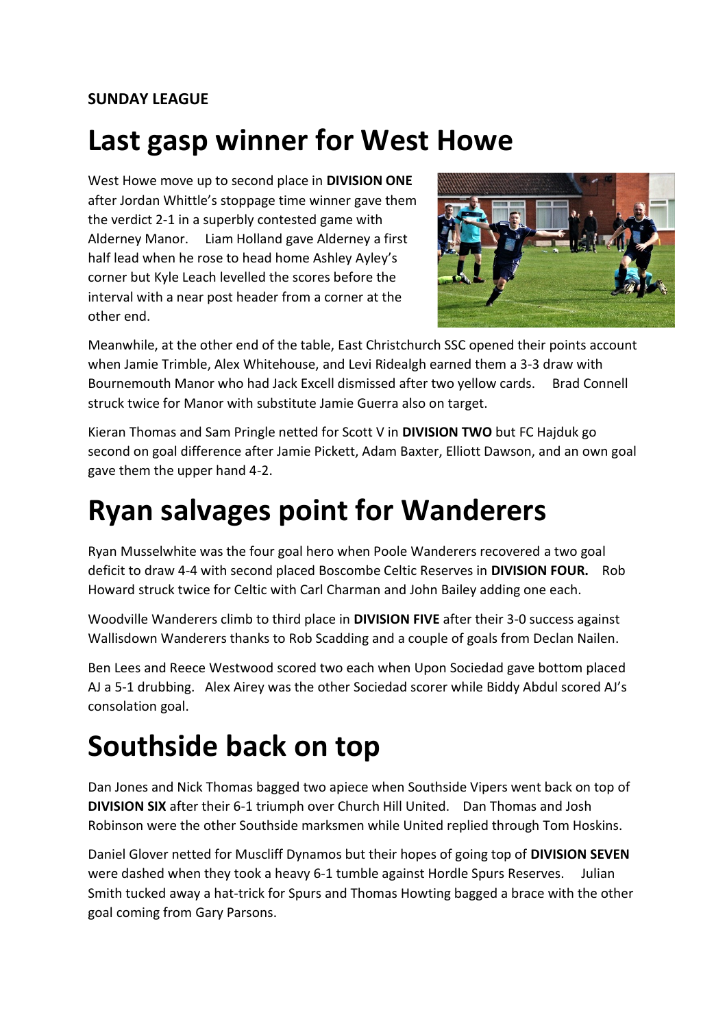**SUNDAY LEAGUE**

# Last gasp winner for West Howe

West Howe move up to second place in **DIVISION ONE** after Jordan Whittle's stoppage time winner gave them the verdict 2-1 in a superbly contested game with Alderney Manor. Liam Holland gave Alderney a first half lead when he rose to head home Ashley Ayley's corner but Kyle Leach levelled the scores before the interval with a near post header from a corner at the other end.

Meanwhile, at the other end of the table, East Christchurch SSC opened their points account when Jamie Trimble, Alex Whitehouse, and Levi Ridealgh earned them a 3-3 draw with Bournemouth Manor who had Jack Excell dismissed after two yellow cards. Brad Connell struck twice for Manor with substitute Jamie Guerra also on target.

Kieran Thomas and Sam Pringle netted for Scott V in **DIVISION TWO** but FC Hajduk go second on goal difference after Jamie Pickett, Adam Baxter, Elliott Dawson, and an own goal gave them the upper hand 4-2.

# Ryan salvages point for Wanderers

Ryan Musselwhite was the four goal hero when Poole Wanderers recovered a two goal deficit to draw 4-4 with second placed Boscombe Celtic Reserves in **DIVISION FOUR.** Rob Howard struck twice for Celtic with Carl Charman and John Bailey adding one each.

Woodville Wanderers climb to third place in **DIVISION FIVE** after their 3-0 success against Wallisdown Wanderers thanks to Rob Scadding and a couple of goals from Declan Nailen.

Ben Lees and Reece Westwood scored two each when Upon Sociedad gave bottom placed AJ a 5-1 drubbing. Alex Airey was the other Sociedad scorer while Biddy Abdul scored AJ's consolation goal.

# Southside back on top

Dan Jones and Nick Thomas bagged two apiece when Southside Vipers went back on top of **DIVISION SIX** after their 6-1 triumph over Church Hill United. Dan Thomas and Josh Robinson were the other Southside marksmen while United replied through Tom Hoskins.

Daniel Glover netted for Muscliff Dynamos but their hopes of going top of **DIVISION SEVEN** were dashed when they took a heavy 6-1 tumble against Hordle Spurs Reserves. Julian Smith tucked away a hat-trick for Spurs and Thomas Howting bagged a brace with the other goal coming from Gary Parsons.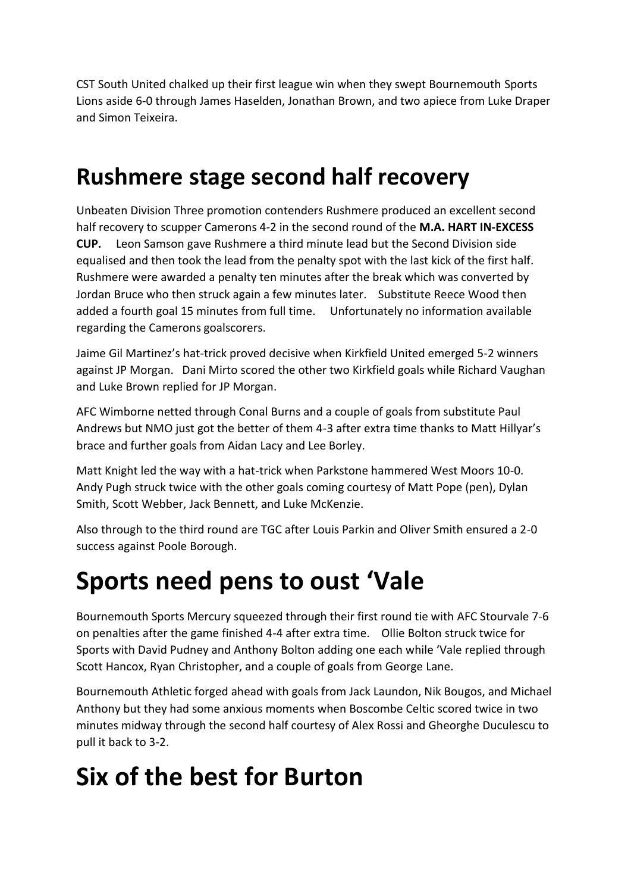CST South United chalked up their first league win when they swept Bournemouth Sports Lions aside 6-0 through James Haselden, Jonathan Brown, and two apiece from Luke Draper and Simon Teixeira.

## Rushmere stage second half recovery

Unbeaten Division Three promotion contenders Rushmere produced an excellent second half recovery to scupper Camerons 4-2 in the second round of the **M.A. HART IN-EXCESS CUP.** Leon Samson gave Rushmere a third minute lead but the Second Division side equalised and then took the lead from the penalty spot with the last kick of the first half. Rushmere were awarded a penalty ten minutes after the break which was converted by Jordan Bruce who then struck again a few minutes later. Substitute Reece Wood then added a fourth goal 15 minutes from full time. Unfortunately no information available regarding the Camerons goalscorers.

Jaime Gil Martinez's hat-trick proved decisive when Kirkfield United emerged 5-2 winners against JP Morgan. Dani Mirto scored the other two Kirkfield goals while Richard Vaughan and Luke Brown replied for JP Morgan.

AFC Wimborne netted through Conal Burns and a couple of goals from substitute Paul Andrews but NMO just got the better of them 4-3 after extra time thanks to Matt Hillyar's brace and further goals from Aidan Lacy and Lee Borley.

Matt Knight led the way with a hat-trick when Parkstone hammered West Moors 10-0. Andy Pugh struck twice with the other goals coming courtesy of Matt Pope (pen), Dylan Smith, Scott Webber, Jack Bennett, and Luke McKenzie.

Also through to the third round are TGC after Louis Parkin and Oliver Smith ensured a 2-0 success against Poole Borough.

# Sports need pens to oust 'Vale

Bournemouth Sports Mercury squeezed through their first round tie with AFC Stourvale 7-6 on penalties after the game finished 4-4 after extra time. Ollie Bolton struck twice for Sports with David Pudney and Anthony Bolton adding one each while 'Vale replied through Scott Hancox, Ryan Christopher, and a couple of goals from George Lane.

Bournemouth Athletic forged ahead with goals from Jack Laundon, Nik Bougos, and Michael Anthony but they had some anxious moments when Boscombe Celtic scored twice in two minutes midway through the second half courtesy of Alex Rossi and Gheorghe Duculescu to pull it back to 3-2.

# Six of the best for Burton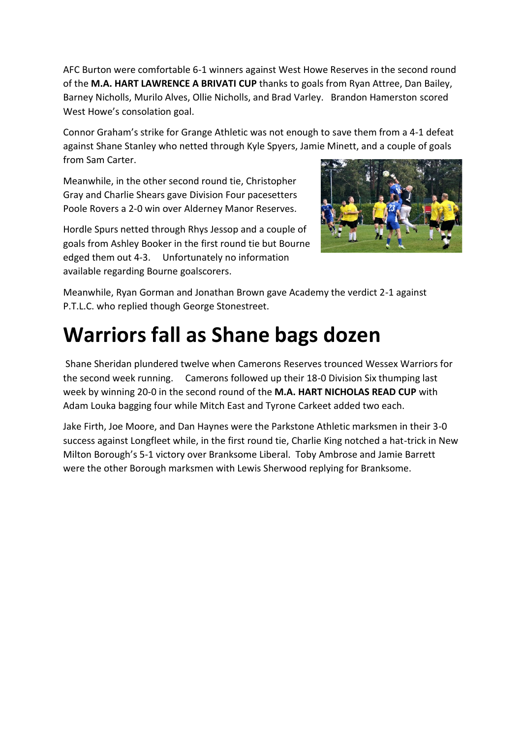AFC Burton were comfortable 6-1 winners against West Howe Reserves in the second round of the **M.A. HART LAWRENCE A BRIVATI CUP** thanks to goals from Ryan Attree, Dan Bailey, Barney Nicholls, Murilo Alves, Ollie Nicholls, and Brad Varley. Brandon Hamerston scored West Howe's consolation goal.

Connor Graham's strike for Grange Athletic was not enough to save them from a 4-1 defeat against Shane Stanley who netted through Kyle Spyers, Jamie Minett, and a couple of goals from Sam Carter.

Meanwhile, in the other second round tie, Christopher Gray and Charlie Shears gave Division Four pacesetters Poole Rovers a 2-0 win over Alderney Manor Reserves.

Hordle Spurs netted through Rhys Jessop and a couple of goals from Ashley Booker in the first round tie but Bourne edged them out 4-3. Unfortunately no information available regarding Bourne goalscorers.

Meanwhile, Ryan Gorman and Jonathan Brown gave Academy the verdict 2-1 against P.T.L.C. who replied though George Stonestreet.

# Warriors fall as Shane bags dozen

Shane Sheridan plundered twelve when Camerons Reserves trounced Wessex Warriors for the second week running. Camerons followed up their 18-0 Division Six thumping last week by winning 20-0 in the second round of the **M.A. HART NICHOLAS READ CUP** with Adam Louka bagging four while Mitch East and Tyrone Carkeet added two each.

Jake Firth, Joe Moore, and Dan Haynes were the Parkstone Athletic marksmen in their 3-0 success against Longfleet while, in the first round tie, Charlie King notched a hat-trick in New Milton Borough's 5-1 victory over Branksome Liberal. Toby Ambrose and Jamie Barrett were the other Borough marksmen with Lewis Sherwood replying for Branksome.